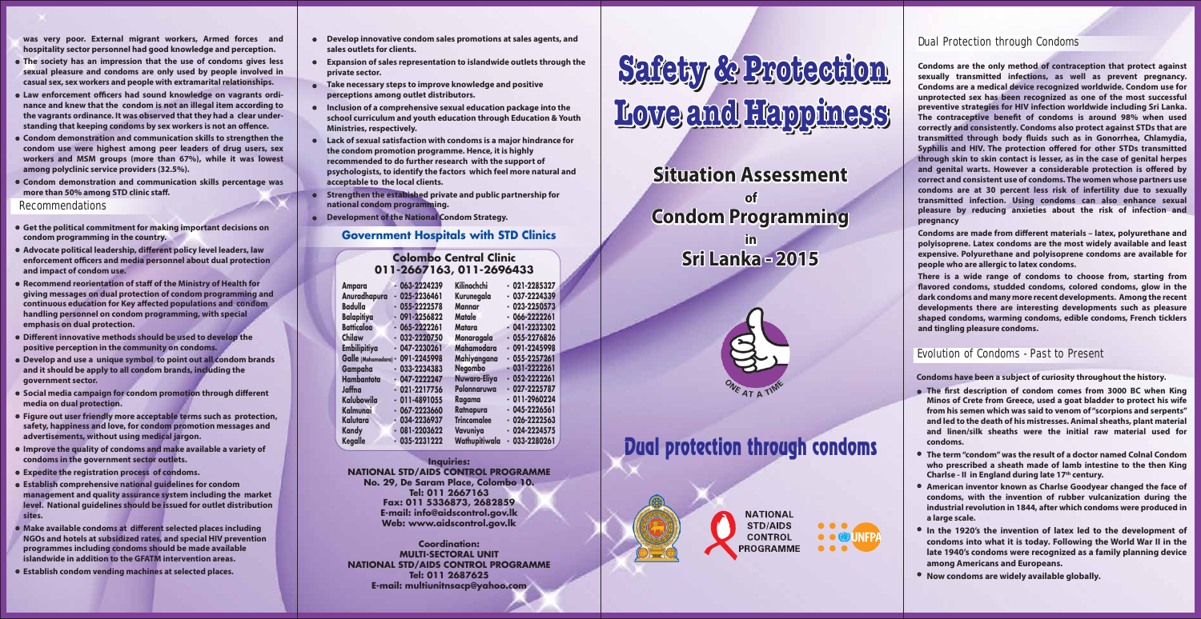was very poor. External migrant workers, Armed forces and hospitality sector personnel had good knowledge and perception.

- The society has an impression that the use of condoms gives less sexual pleasure and condoms are only used by people involved in casual sex, sex workers and people with extramarital relationships.
- Law enforcement officers had sound knowledge on vagrants ordinance and knew that the condom is not an illegal item according to the vagrants ordinance. It was observed that they had a clear understanding that keeping condoms by sex workers is not an offence.
- Condom demonstration and communication skills to strengthen the condom use were highest among peer leaders of drug users, sex workers and MSM groups (more than 67%), while it was lowest among polyclinic service providers (32.5%).
- Condom demonstration and communication skills percentage was more than 50% among STD clinic staff.

## Recommendations

- Get the political commitment for making important decisions on condom programming in the country.
- Advocate political leadership, different policy level leaders, law enforcement officers and media personnel about dual protection and impact of condom use.
- Recommend reorientation of staff of the Ministry of Health for giving messages on dual protection of condom programming and continuous education for Key affected populations and condom handling personnel on condom programming, with special emphasis on dual protection.
- Different innovative methods should be used to develop the positive perception in the community on condoms.
- Develop and use a unique symbol to point out all condom brands and it should be apply to all condom brands, including the government sector.
- Social media campaign for condom promotion through different media on dual protection.
- Figure out user friendly more acceptable terms such as protection, safety, happiness and love, for condom promotion messages and advertisements, without using medical jargon.
- Improve the quality of condoms and make available a variety of condoms in the government sector outlets.
- Expedite the registration process of condoms.
- Establish comprehensive national guidelines for condom management and quality assurance system including the market level. National guidelines should be issued for outlet distribution sites.
- Make available condoms at different selected places including NGOs and hotels at subsidized rates, and special HIV prevention programmes including condoms should be made available islandwide in addition to the GFATM intervention areas.
- Establish condom vending machines at selected places.
- Develop innovative condom sales promotions at sales agents, and sales outlets for clients.
- Expansion of sales representation to islandwide outlets through the private sector.
- Take necessary steps to improve knowledge and positive perceptions among outlet distributors.
- Inclusion of a comprehensive sexual education package into the school curriculum and youth education through Education & Youth Ministries, respectively.
- Lack of sexual satisfaction with condoms is a major hindrance for the condom promotion programme. Hence, it is highly recommended to do further research with the support of psychologists, to identify the factors which feel more natural and acceptable to the local clients.
- Strengthen the established private and public partnership for national condom programming.
- Development of the National Condom Strategy.

## Government Hospitals with STD Clinics

**Colombo Central Clinic**
**011-2667163, 011-2696433**

| | | | |
|---|---|---|---|
| Ampara | - 063-2224239 | Kilinochchi | - 021-2285327 |
| Anuradhapura | - 025-2236461 | Kurunegala | - 037-2224339 |
| Badulla | - 055-2222578 | Mannar | - 023-2250573 |
| Balapitiya | - 091-2256822 | Matale | - 066-2222261 |
| Batticaloa | - 065-2222261 | Matara | - 041-2232302 |
| Chilaw | - 032-2220750 | Monaragala | - 055-2276826 |
| Embilipitiya | - 047-2230261 | Mahamodara | - 091-2245998 |
| Galle (Mahamodara) | - 091-2245998 | Mahiyangana | - 055-2257261 |
| Gampaha | - 033-2234383 | Negombo | - 031-2222261 |
| Hambantota | - 047-2222247 | Nuwara-Eliya | - 052-2222261 |
| Jaffna | - 021-2217756 | Polonnaruwa | - 027-2225787 |
| Kalubowila | - 011-4891055 | Ragama | - 011-2960224 |
| Kalmunai | - 067-2223660 | Ratnapura | - 045-2226561 |
| Kalutara | - 034-2236937 | Trincomalee | - 026-2222563 |
| Kandy | - 081-2203622 | Vavuniya | - 024-2224575 |
| Kegalle | - 035-2231222 | Wathupitiwala | - 033-2280261 |

**Inquiries:**
**NATIONAL STD/AIDS CONTROL PROGRAMME**
**No. 29, De Saram Place, Colombo 10.**
**Tel: 011 2667163**
**Fax: 011 5336873, 2682859**
**E-mail: info@aidscontrol.gov.lk**
**Web: www.aidscontrol.gov.lk**

**Coordination:**
**MULTI-SECTORAL UNIT**
**NATIONAL STD/AIDS CONTROL PROGRAMME**
**Tel: 011 2687625**
**E-mail: multiunitnsacp@yahoo.com**

# Safety & Protection Love and Happiness

## Situation Assessment of Condom Programming in Sri Lanka - 2015

ONE AT A TIME

## Dual protection through condoms

NATIONAL STD/AIDS CONTROL PROGRAMME

UNFPA

## Dual Protection through Condoms

**Condoms are the only method of contraception that protect against sexually transmitted infections, as well as prevent pregnancy. Condoms are a medical device recognized worldwide. Condom use for unprotected sex has been recognized as one of the most successful preventive strategies for HIV infection worldwide including Sri Lanka. The contraceptive benefit of condoms is around 98% when used correctly and consistently. Condoms also protect against STDs that are transmitted through body fluids such as in Gonorrhea, Chlamydia, Syphilis and HIV. The protection offered for other STDs transmitted through skin to skin contact is lesser, as in the case of genital herpes and genital warts. However a considerable protection is offered by correct and consistent use of condoms. The women whose partners use condoms are at 30 percent less risk of infertility due to sexually transmitted infection. Using condoms can also enhance sexual pleasure by reducing anxieties about the risk of infection and pregnancy**

**Condoms are made from different materials – latex, polyurethane and polyisoprene. Latex condoms are the most widely available and least expensive. Polyurethane and polyisoprene condoms are available for people who are allergic to latex condoms.**

**There is a wide range of condoms to choose from, starting from flavored condoms, studded condoms, colored condoms, glow in the dark condoms and many more recent developments. Among the recent developments there are interesting developments such as pleasure shaped condoms, warming condoms, edible condoms, French ticklers and tingling pleasure condoms.**

## Evolution of Condoms - Past to Present

**Condoms have been a subject of curiosity throughout the history.**

- **The first description of condom comes from 3000 BC when King Minos of Crete from Greece, used a goat bladder to protect his wife from his semen which was said to venom of "scorpions and serpents" and led to the death of his mistresses. Animal sheaths, plant material and linen/silk sheaths were the initial raw material used for condoms.**
- **The term "condom" was the result of a doctor named Colnal Condom who prescribed a sheath made of lamb intestine to the then King Charlse - II in England during late 17th century.**
- **American inventor known as Charlse Goodyear changed the face of condoms, with the invention of rubber vulcanization during the industrial revolution in 1844, after which condoms were produced in a large scale.**
- **In the 1920's the invention of latex led to the development of condoms into what it is today. Following the World War II in the late 1940's condoms were recognized as a family planning device among Americans and Europeans.**
- **Now condoms are widely available globally.**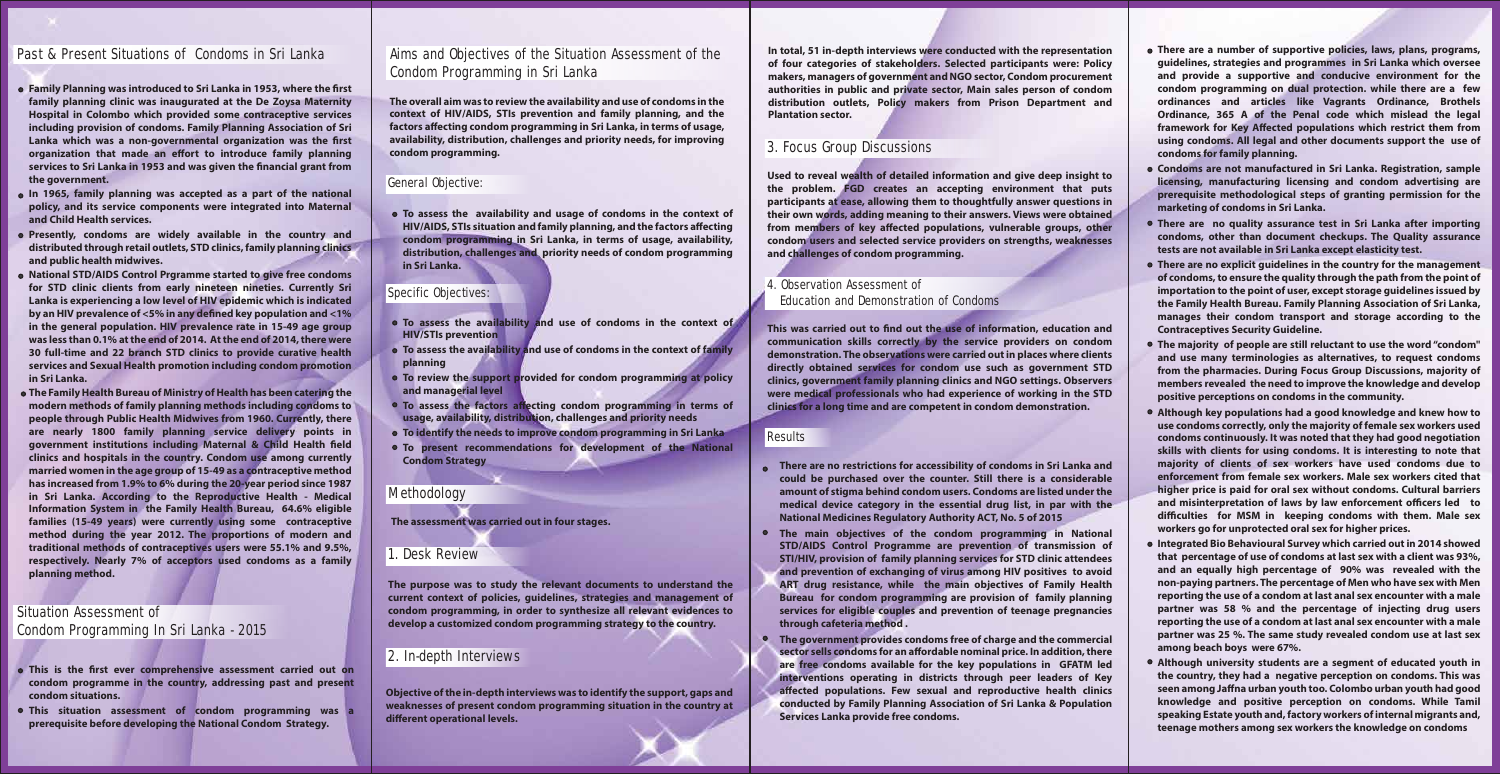## Past & Present Situations of Condoms in Sri Lanka

- **Family Planning was introduced to Sri Lanka in 1953, where the first family planning clinic was inaugurated at the De Zoysa Maternity Hospital in Colombo which provided some contraceptive services including provision of condoms. Family Planning Association of Sri Lanka which was a non-governmental organization was the first organization that made an effort to introduce family planning services to Sri Lanka in 1953 and was given the financial grant from the government.**
- **In 1965, family planning was accepted as a part of the national policy, and its service components were integrated into Maternal and Child Health services.**
- **Presently, condoms are widely available in the country and distributed through retail outlets, STD clinics, family planning clinics and public health midwives.**
- **National STD/AIDS Control Prgramme started to give free condoms for STD clinic clients from early nineteen nineties. Currently Sri Lanka is experiencing a low level of HIV epidemic which is indicated by an HIV prevalence of <5% in any defined key population and <1% in the general population. HIV prevalence rate in 15-49 age group was less than 0.1% at the end of 2014. At the end of 2014, there were 30 full-time and 22 branch STD clinics to provide curative health services and Sexual Health promotion including condom promotion in Sri Lanka.**
- **The Family Health Bureau of Ministry of Health has been catering the modern methods of family planning methods including condoms to people through Public Health Midwives from 1960. Currently, there are nearly 1800 family planning service delivery points in government institutions including Maternal & Child Health field clinics and hospitals in the country. Condom use among currently married women in the age group of 15-49 as a contraceptive method has increased from 1.9% to 6% during the 20-year period since 1987 in Sri Lanka. According to the Reproductive Health - Medical Information System in the Family Health Bureau, 64.6% eligible families (15-49 years) were currently using some contraceptive method during the year 2012. The proportions of modern and traditional methods of contraceptives users were 55.1% and 9.5%, respectively. Nearly 7% of acceptors used condoms as a family planning method.**

## Situation Assessment of Condom Programming In Sri Lanka - 2015

- **This is the first ever comprehensive assessment carried out on condom programme in the country, addressing past and present condom situations.**
- **This situation assessment of condom programming was a prerequisite before developing the National Condom Strategy.**

## Aims and Objectives of the Situation Assessment of the Condom Programming in Sri Lanka

**The overall aim was to review the availability and use of condoms in the context of HIV/AIDS, STIs prevention and family planning, and the factors affecting condom programming in Sri Lanka, in terms of usage, availability, distribution, challenges and priority needs, for improving condom programming.**

### General Objective:

- **To assess the availability and usage of condoms in the context of HIV/AIDS, STIs situation and family planning, and the factors affecting condom programming in Sri Lanka, in terms of usage, availability, distribution, challenges and priority needs of condom programming in Sri Lanka.**

### Specific Objectives:

- **To assess the availability and use of condoms in the context of HIV/STIs prevention**
- **To assess the availability and use of condoms in the context of family planning**
- **To review the support provided for condom programming at policy and managerial level**
- **To assess the factors affecting condom programming in terms of usage, availability, distribution, challenges and priority needs**
- **To identify the needs to improve condom programming in Sri Lanka**
- **To present recommendations for development of the National Condom Strategy**

## Methodology

**The assessment was carried out in four stages.**

### 1. Desk Review

**The purpose was to study the relevant documents to understand the current context of policies, guidelines, strategies and management of condom programming, in order to synthesize all relevant evidences to develop a customized condom programming strategy to the country.**

### 2. In-depth Interviews

**Objective of the in-depth interviews was to identify the support, gaps and weaknesses of present condom programming situation in the country at different operational levels.**

**In total, 51 in-depth interviews were conducted with the representation of four categories of stakeholders. Selected participants were: Policy makers, managers of government and NGO sector, Condom procurement authorities in public and private sector, Main sales person of condom distribution outlets, Policy makers from Prison Department and Plantation sector.**

### 3. Focus Group Discussions

**Used to reveal wealth of detailed information and give deep insight to the problem. FGD creates an accepting environment that puts participants at ease, allowing them to thoughtfully answer questions in their own words, adding meaning to their answers. Views were obtained from members of key affected populations, vulnerable groups, other condom users and selected service providers on strengths, weaknesses and challenges of condom programming.**

### 4. Observation Assessment of Education and Demonstration of Condoms

**This was carried out to find out the use of information, education and communication skills correctly by the service providers on condom demonstration. The observations were carried out in places where clients directly obtained services for condom use such as government STD clinics, government family planning clinics and NGO settings. Observers were medical professionals who had experience of working in the STD clinics for a long time and are competent in condom demonstration.**

## Results

- **There are no restrictions for accessibility of condoms in Sri Lanka and could be purchased over the counter. Still there is a considerable amount of stigma behind condom users. Condoms are listed under the medical device category in the essential drug list, in par with the National Medicines Regulatory Authority ACT, No. 5 of 2015**
- **The main objectives of the condom programming in National STD/AIDS Control Programme are prevention of transmission of STI/HIV, provision of family planning services for STD clinic attendees and prevention of exchanging of virus among HIV positives to avoid ART drug resistance, while the main objectives of Family Health Bureau for condom programming are provision of family planning services for eligible couples and prevention of teenage pregnancies through cafeteria method .**
- **The government provides condoms free of charge and the commercial sector sells condoms for an affordable nominal price. In addition, there are free condoms available for the key populations in GFATM led interventions operating in districts through peer leaders of Key affected populations. Few sexual and reproductive health clinics conducted by Family Planning Association of Sri Lanka & Population Services Lanka provide free condoms.**
- **There are a number of supportive policies, laws, plans, programs, guidelines, strategies and programmes in Sri Lanka which oversee and provide a supportive and conducive environment for the condom programming on dual protection. while there are a few ordinances and articles like Vagrants Ordinance, Brothels Ordinance, 365 A of the Penal code which mislead the legal framework for Key Affected populations which restrict them from using condoms. All legal and other documents support the use of condoms for family planning.**
- **Condoms are not manufactured in Sri Lanka. Registration, sample licensing, manufacturing licensing and condom advertising are prerequisite methodological steps of granting permission for the marketing of condoms in Sri Lanka.**
- **There are no quality assurance test in Sri Lanka after importing condoms, other than document checkups. The Quality assurance tests are not available in Sri Lanka except elasticity test.**
- **There are no explicit guidelines in the country for the management of condoms, to ensure the quality through the path from the point of importation to the point of user, except storage guidelines issued by the Family Health Bureau. Family Planning Association of Sri Lanka, manages their condom transport and storage according to the Contraceptives Security Guideline.**
- **The majority of people are still reluctant to use the word "condom" and use many terminologies as alternatives, to request condoms from the pharmacies. During Focus Group Discussions, majority of members revealed the need to improve the knowledge and develop positive perceptions on condoms in the community.**
- **Although key populations had a good knowledge and knew how to use condoms correctly, only the majority of female sex workers used condoms continuously. It was noted that they had good negotiation skills with clients for using condoms. It is interesting to note that majority of clients of sex workers have used condoms due to enforcement from female sex workers. Male sex workers cited that higher price is paid for oral sex without condoms. Cultural barriers and misinterpretation of laws by law enforcement officers led to difficulties for MSM in keeping condoms with them. Male sex workers go for unprotected oral sex for higher prices.**
- **Integrated Bio Behavioural Survey which carried out in 2014 showed that percentage of use of condoms at last sex with a client was 93%, and an equally high percentage of 90% was revealed with the non-paying partners. The percentage of Men who have sex with Men reporting the use of a condom at last anal sex encounter with a male partner was 58 % and the percentage of injecting drug users reporting the use of a condom at last anal sex encounter with a male partner was 25 %. The same study revealed condom use at last sex among beach boys were 67%.**
- **Although university students are a segment of educated youth in the country, they had a negative perception on condoms. This was seen among Jaffna urban youth too. Colombo urban youth had good knowledge and positive perception on condoms. While Tamil speaking Estate youth and, factory workers of internal migrants and, teenage mothers among sex workers the knowledge on condoms**